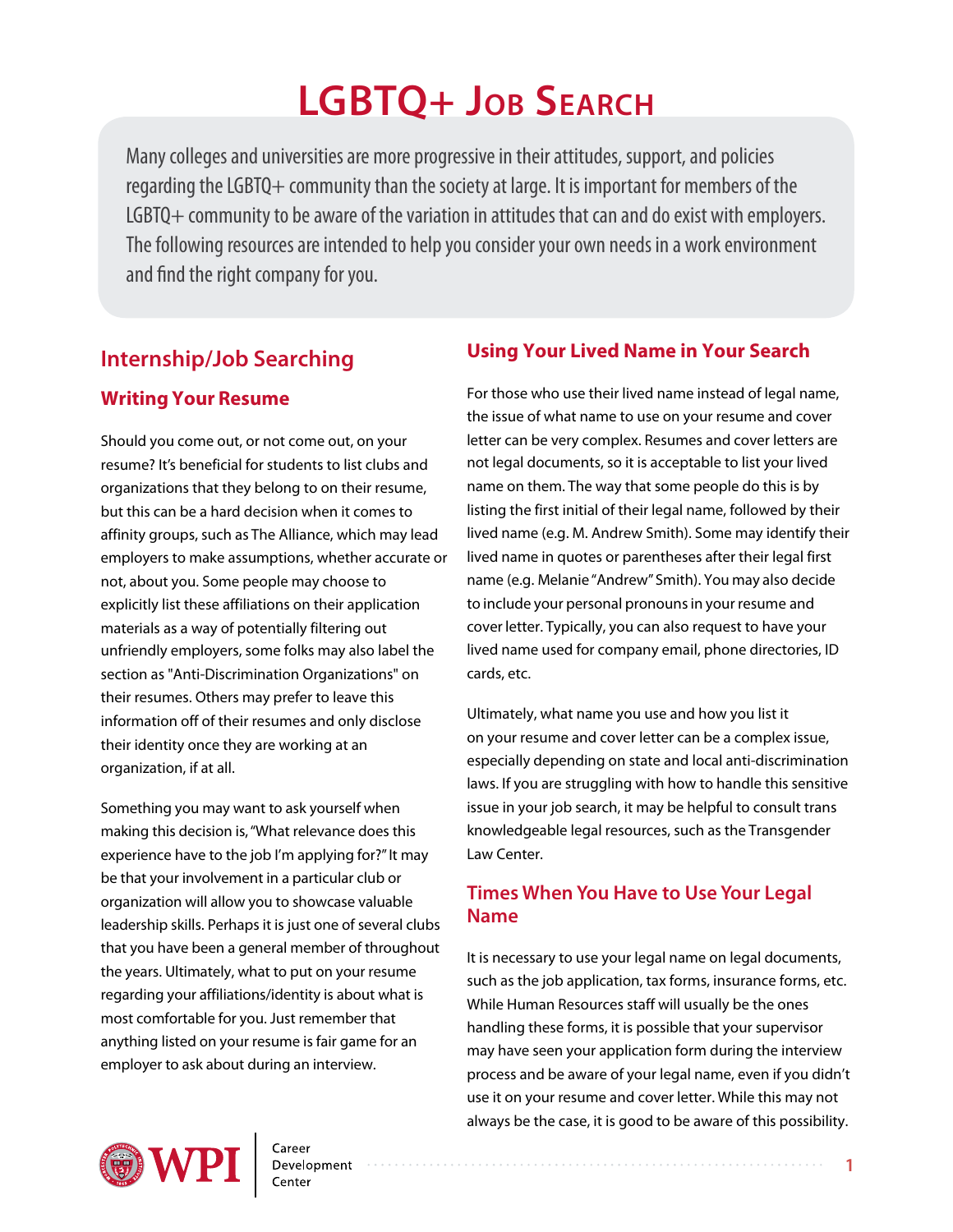# LGBTQ+ Job Search

Many colleges and universities are more progressive in their attitudes, support, and policies regarding the LGBTQ+ community than the society at large. It is important for members of the LGBTQ+ community to be aware of the variation in attitudes that can and do exist with employers. The following resources are intended to help you consider your own needs in a work environment and find the right company for you.

## Internship/Job Searching

### Writing Your Resume

Should you come out, or not come out, on your resume? It's beneficial for students to list clubs and organizations that they belong to on their resume, but this can be a hard decision when it comes to affinity groups, such as The Alliance, which may lead employers to make assumptions, whether accurate or not, about you. Some people may choose to explicitly list these affiliations on their application materials as a way of potentially filtering out unfriendly employers, some folks may also label the section as "Anti-Discrimination Organizations" on their resumes. Others may prefer to leave this information off of their resumes and only disclose their identity once they are working at an organization, if at all.

Something you may want to ask yourself when making this decision is, "What relevance does this experience have to the job I'm applying for?" It may be that your involvement in a particular club or organization will allow you to showcase valuable leadership skills. Perhaps it is just one of several clubs that you have been a general member of throughout the years. Ultimately, what to put on your resume regarding your affiliations/identity is about what is most comfortable for you. Just remember that anything listed on your resume is fair game for an employer to ask about during an interview.

### Using Your Lived Name in Your Search

For those who use their lived name instead of legal name, the issue of what name to use on your resume and cover letter can be very complex. Resumes and cover letters are not legal documents, so it is acceptable to list your lived name on them. The way that some people do this is by listing the first initial of their legal name, followed by their lived name (e.g. M. Andrew Smith). Some may identify their lived name in quotes or parentheses after their legal first name (e.g. Melanie "Andrew" Smith). You may also decide to include your personal pronouns in your resume and cover letter. Typically, you can also request to have your lived name used for company email, phone directories, ID cards, etc.

Ultimately, what name you use and how you list it on your resume and cover letter can be a complex issue, especially depending on state and local anti-discrimination laws. If you are struggling with how to handle this sensitive issue in your job search, it may be helpful to consult trans knowledgeable legal resources, such as the Transgender Law Center.

### Times When You Have to Use Your Legal Name

It is necessary to use your legal name on legal documents, such as the job application, tax forms, insurance forms, etc. While Human Resources staff will usually be the ones handling these forms, it is possible that your supervisor may have seen your application form during the interview process and be aware of your legal name, even if you didn't use it on your resume and cover letter. While this may not always be the case, it is good to be aware of this possibility.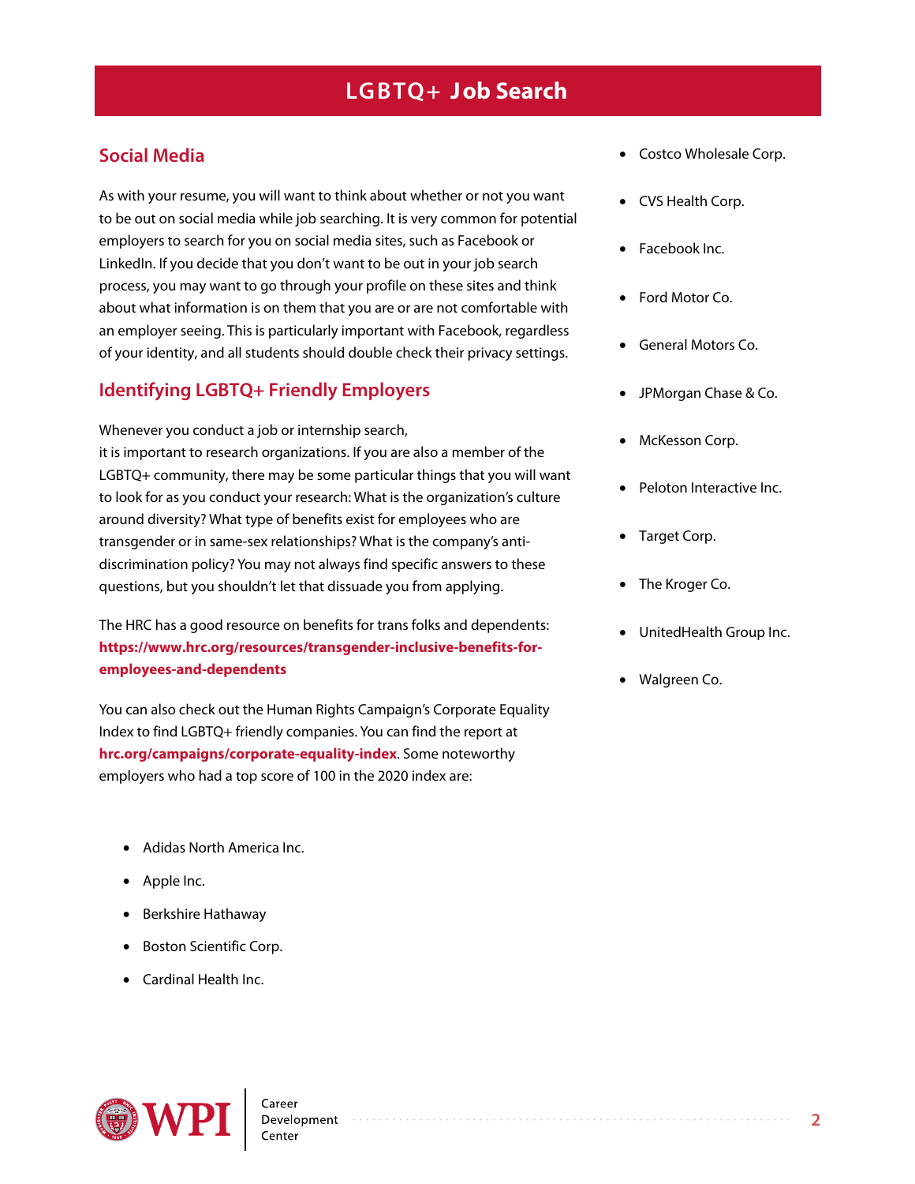# LGBTQ+ Job Search

## Social Media

As with your resume, you will want to think about whether or not you want to be out on social media while job searching. It is very common for potential employers to search for you on social media sites, such as Facebook or LinkedIn. If you decide that you don't want to be out in your job search process, you may want to go through your profile on these sites and think about what information is on them that you are or are not comfortable with an employer seeing. This is particularly important with Facebook, regardless of your identity, and all students should double check their privacy settings.

## Identifying LGBTQ+ Friendly Employers

Whenever you conduct a job or internship search, it is important to research organizations. If you are also a member of the LGBTQ+ community, there may be some particular things that you will want to look for as you conduct your research: What is the organization's culture around diversity? What type of benefits exist for employees who are transgender or in same-sex relationships? What is the company's anti-discrimination policy? You may not always find specific answers to these questions, but you shouldn't let that dissuade you from applying.

The HRC has a good resource on benefits for trans folks and dependents: **https://www.hrc.org/resources/transgender-inclusive-benefits-for-employees-and-dependents**

You can also check out the Human Rights Campaign's Corporate Equality Index to find LGBTQ+ friendly companies. You can find the report at **hrc.org/campaigns/corporate-equality-index**. Some noteworthy employers who had a top score of 100 in the 2020 index are:

- Adidas North America Inc.
- Apple Inc.
- Berkshire Hathaway
- Boston Scientific Corp.
- Cardinal Health Inc.
- Costco Wholesale Corp.
- CVS Health Corp.
- Facebook Inc.
- Ford Motor Co.
- General Motors Co.
- JPMorgan Chase & Co.
- McKesson Corp.
- Peloton Interactive Inc.
- Target Corp.
- The Kroger Co.
- UnitedHealth Group Inc.
- Walgreen Co.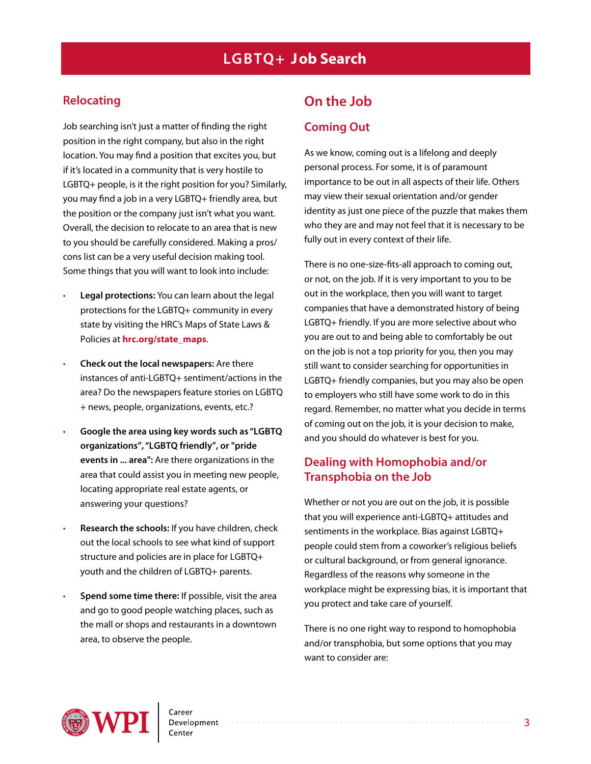# LGBTQ+ Job Search

## Relocating

Job searching isn't just a matter of finding the right position in the right company, but also in the right location. You may find a position that excites you, but if it's located in a community that is very hostile to LGBTQ+ people, is it the right position for you? Similarly, you may find a job in a very LGBTQ+ friendly area, but the position or the company just isn't what you want. Overall, the decision to relocate to an area that is new to you should be carefully considered. Making a pros/cons list can be a very useful decision making tool. Some things that you will want to look into include:

- **Legal protections:** You can learn about the legal protections for the LGBTQ+ community in every state by visiting the HRC's Maps of State Laws & Policies at **hrc.org/state_maps**.
- **Check out the local newspapers:** Are there instances of anti-LGBTQ+ sentiment/actions in the area? Do the newspapers feature stories on LGBTQ + news, people, organizations, events, etc.?
- **Google the area using key words such as "LGBTQ organizations", "LGBTQ friendly", or "pride events in ... area":** Are there organizations in the area that could assist you in meeting new people, locating appropriate real estate agents, or answering your questions?
- **Research the schools:** If you have children, check out the local schools to see what kind of support structure and policies are in place for LGBTQ+ youth and the children of LGBTQ+ parents.
- **Spend some time there:** If possible, visit the area and go to good people watching places, such as the mall or shops and restaurants in a downtown area, to observe the people.

## On the Job

### Coming Out

As we know, coming out is a lifelong and deeply personal process. For some, it is of paramount importance to be out in all aspects of their life. Others may view their sexual orientation and/or gender identity as just one piece of the puzzle that makes them who they are and may not feel that it is necessary to be fully out in every context of their life.

There is no one-size-fits-all approach to coming out, or not, on the job. If it is very important to you to be out in the workplace, then you will want to target companies that have a demonstrated history of being LGBTQ+ friendly. If you are more selective about who you are out to and being able to comfortably be out on the job is not a top priority for you, then you may still want to consider searching for opportunities in LGBTQ+ friendly companies, but you may also be open to employers who still have some work to do in this regard. Remember, no matter what you decide in terms of coming out on the job, it is your decision to make, and you should do whatever is best for you.

### Dealing with Homophobia and/or Transphobia on the Job

Whether or not you are out on the job, it is possible that you will experience anti-LGBTQ+ attitudes and sentiments in the workplace. Bias against LGBTQ+ people could stem from a coworker's religious beliefs or cultural background, or from general ignorance. Regardless of the reasons why someone in the workplace might be expressing bias, it is important that you protect and take care of yourself.

There is no one right way to respond to homophobia and/or transphobia, but some options that you may want to consider are: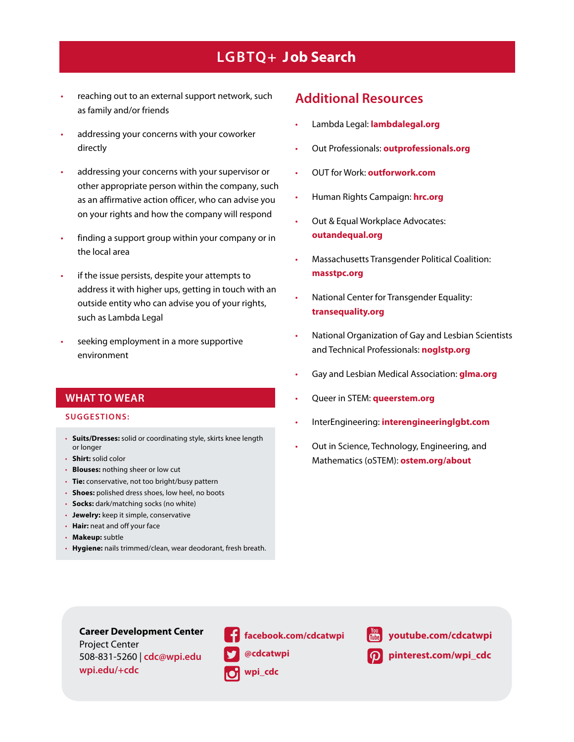# LGBTQ+ Job Search

- reaching out to an external support network, such as family and/or friends
- addressing your concerns with your coworker directly
- addressing your concerns with your supervisor or other appropriate person within the company, such as an affirmative action officer, who can advise you on your rights and how the company will respond
- finding a support group within your company or in the local area
- if the issue persists, despite your attempts to address it with higher ups, getting in touch with an outside entity who can advise you of your rights, such as Lambda Legal
- seeking employment in a more supportive environment

## WHAT TO WEAR

### SUGGESTIONS:

- **Suits/Dresses:** solid or coordinating style, skirts knee length or longer
- **Shirt:** solid color
- **Blouses:** nothing sheer or low cut
- **Tie:** conservative, not too bright/busy pattern
- **Shoes:** polished dress shoes, low heel, no boots
- **Socks:** dark/matching socks (no white)
- **Jewelry:** keep it simple, conservative
- **Hair:** neat and off your face
- **Makeup:** subtle
- **Hygiene:** nails trimmed/clean, wear deodorant, fresh breath.

## Additional Resources

- Lambda Legal: **lambdalegal.org**
- Out Professionals: **outprofessionals.org**
- OUT for Work: **outforwork.com**
- Human Rights Campaign: **hrc.org**
- Out & Equal Workplace Advocates: **outandequal.org**
- Massachusetts Transgender Political Coalition: **masstpc.org**
- National Center for Transgender Equality: **transequality.org**
- National Organization of Gay and Lesbian Scientists and Technical Professionals: **noglstp.org**
- Gay and Lesbian Medical Association: **glma.org**
- Queer in STEM: **queerstem.org**
- InterEngineering: **interengineeringlgbt.com**
- Out in Science, Technology, Engineering, and Mathematics (oSTEM): **ostem.org/about**

**Career Development Center**
Project Center
508-831-5260 | cdc@wpi.edu
wpi.edu/+cdc

facebook.com/cdcatwpi
@cdcatwpi
wpi_cdc
youtube.com/cdcatwpi
pinterest.com/wpi_cdc